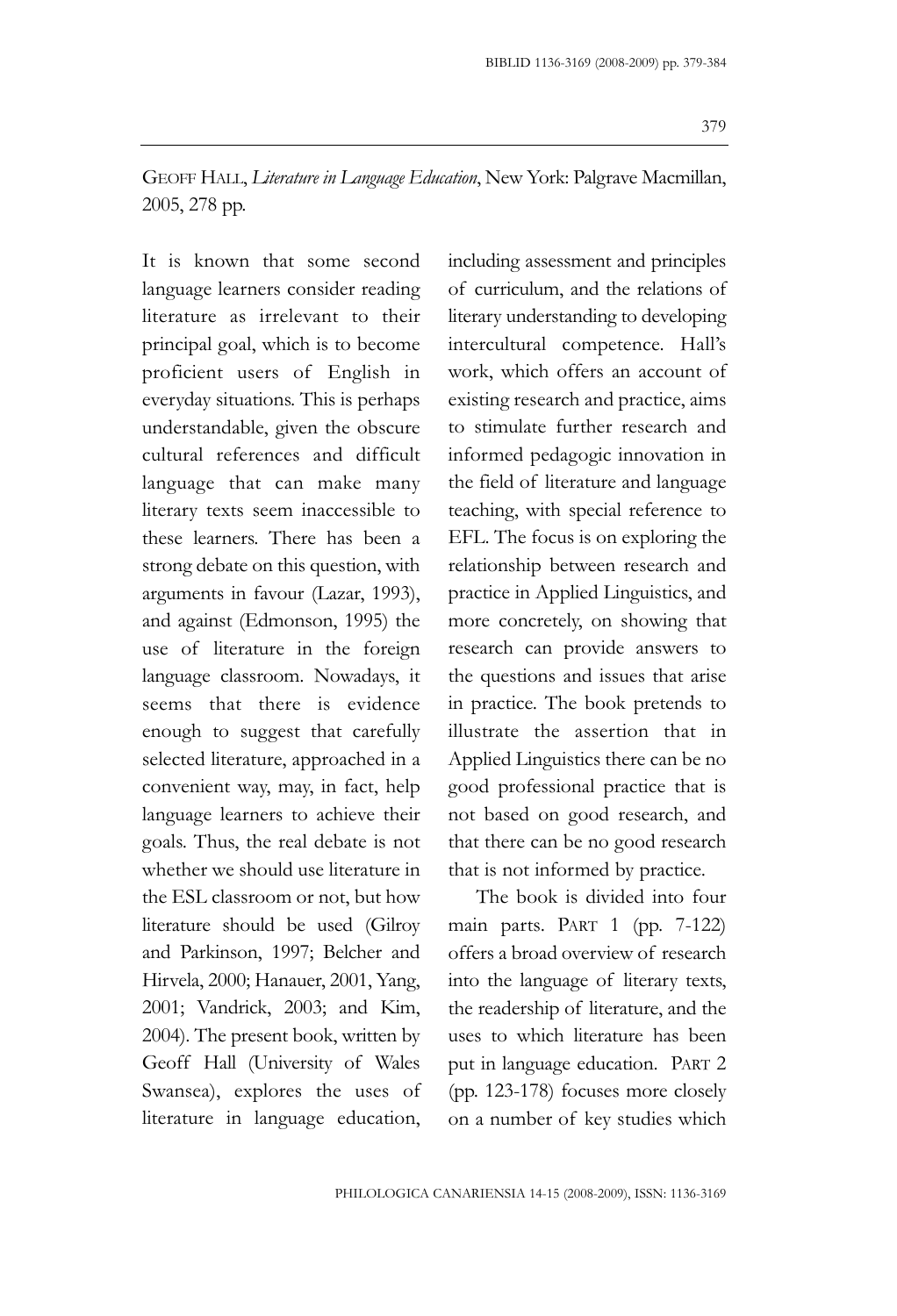GEOFF HALL, *Literature in Language Education*, New York: Palgrave Macmillan, 2005, 278 pp.

It is known that some second language learners consider reading literature as irrelevant to their principal goal, which is to become proficient users of English in everyday situations. This is perhaps understandable, given the obscure cultural references and difficult language that can make many literary texts seem inaccessible to these learners. There has been a strong debate on this question, with arguments in favour (Lazar, 1993), and against (Edmonson, 1995) the use of literature in the foreign language classroom. Nowadays, it seems that there is evidence enough to suggest that carefully selected literature, approached in a convenient way, may, in fact, help language learners to achieve their goals. Thus, the real debate is not whether we should use literature in the ESL classroom or not, but how literature should be used (Gilroy and Parkinson, 1997; Belcher and Hirvela, 2000; Hanauer, 2001, Yang, 2001; Vandrick, 2003; and Kim, 2004). The present book, written by Geoff Hall (University of Wales Swansea), explores the uses of literature in language education, including assessment and principles of curriculum, and the relations of literary understanding to developing intercultural competence. Hall's work, which offers an account of existing research and practice, aims to stimulate further research and informed pedagogic innovation in the field of literature and language teaching, with special reference to EFL. The focus is on exploring the relationship between research and practice in Applied Linguistics, and more concretely, on showing that research can provide answers to the questions and issues that arise in practice. The book pretends to illustrate the assertion that in Applied Linguistics there can be no good professional practice that is not based on good research, and that there can be no good research that is not informed by practice.

The book is divided into four main parts. PART 1 (pp. 7-122) offers a broad overview of research into the language of literary texts, the readership of literature, and the uses to which literature has been put in language education. PART 2 (pp. 123-178) focuses more closely on a number of key studies which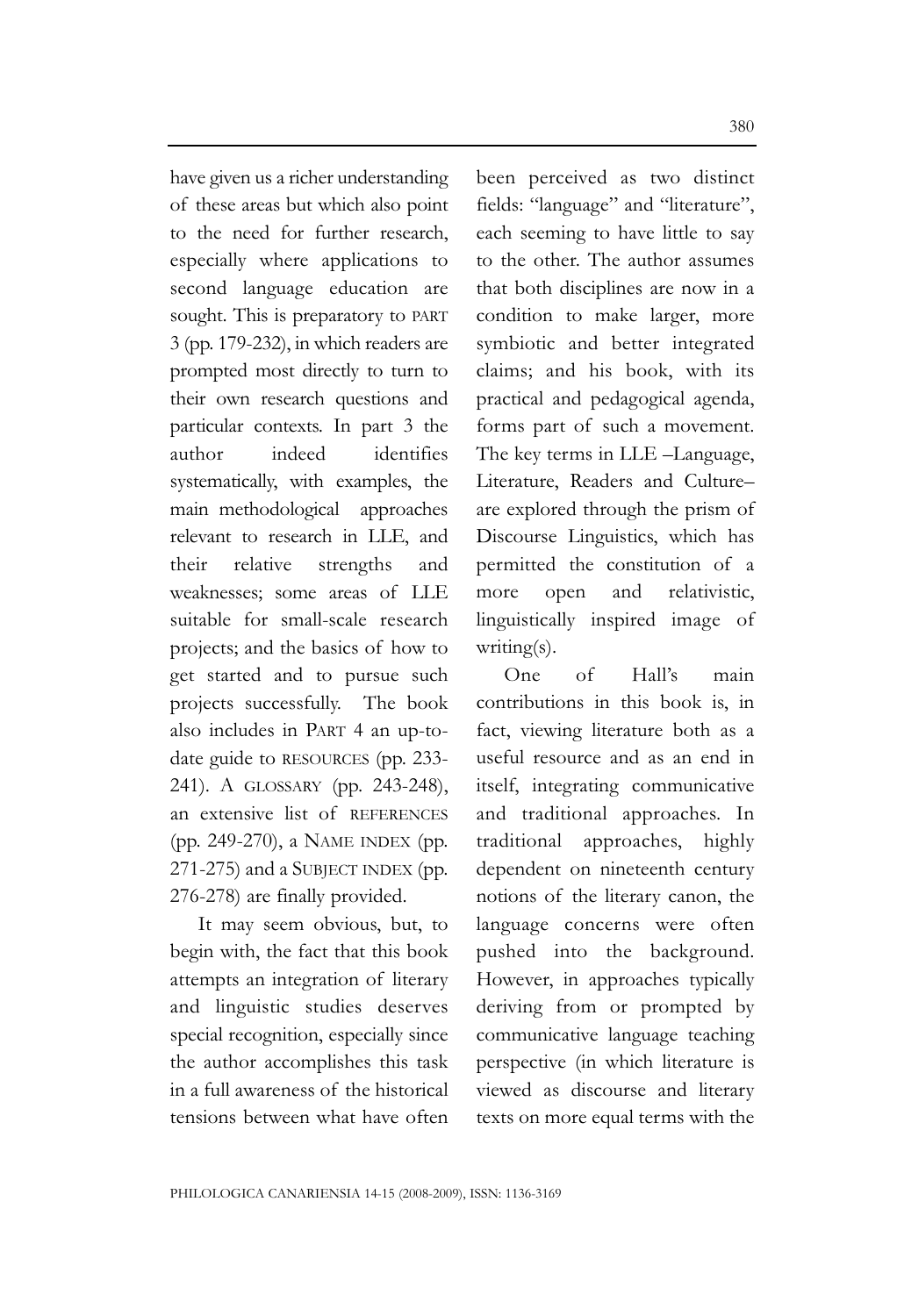have given us a richer understanding of these areas but which also point to the need for further research, especially where applications to second language education are sought. This is preparatory to PART 3 (pp. 179-232), in which readers are prompted most directly to turn to their own research questions and particular contexts. In part 3 the author indeed identifies systematically, with examples, the main methodological approaches relevant to research in LLE, and their relative strengths and weaknesses; some areas of LLE suitable for small-scale research projects; and the basics of how to get started and to pursue such projects successfully. The book also includes in PART 4 an up-to-date guide to RESOURCES (pp. 233-241). A GLOSSARY (pp. 243-248), an extensive list of REFERENCES (pp. 249-270), a NAME INDEX (pp. 271-275) and a SUBJECT INDEX (pp. 276-278) are finally provided.

It may seem obvious, but, to begin with, the fact that this book attempts an integration of literary and linguistic studies deserves special recognition, especially since the author accomplishes this task in a full awareness of the historical tensions between what have often been perceived as two distinct fields: "language" and "literature", each seeming to have little to say to the other. The author assumes that both disciplines are now in a condition to make larger, more symbiotic and better integrated claims; and his book, with its practical and pedagogical agenda, forms part of such a movement. The key terms in LLE –Language, Literature, Readers and Culture– are explored through the prism of Discourse Linguistics, which has permitted the constitution of a more open and relativistic, linguistically inspired image of writing(s).

One of Hall's main contributions in this book is, in fact, viewing literature both as a useful resource and as an end in itself, integrating communicative and traditional approaches. In traditional approaches, highly dependent on nineteenth century notions of the literary canon, the language concerns were often pushed into the background. However, in approaches typically deriving from or prompted by communicative language teaching perspective (in which literature is viewed as discourse and literary texts on more equal terms with the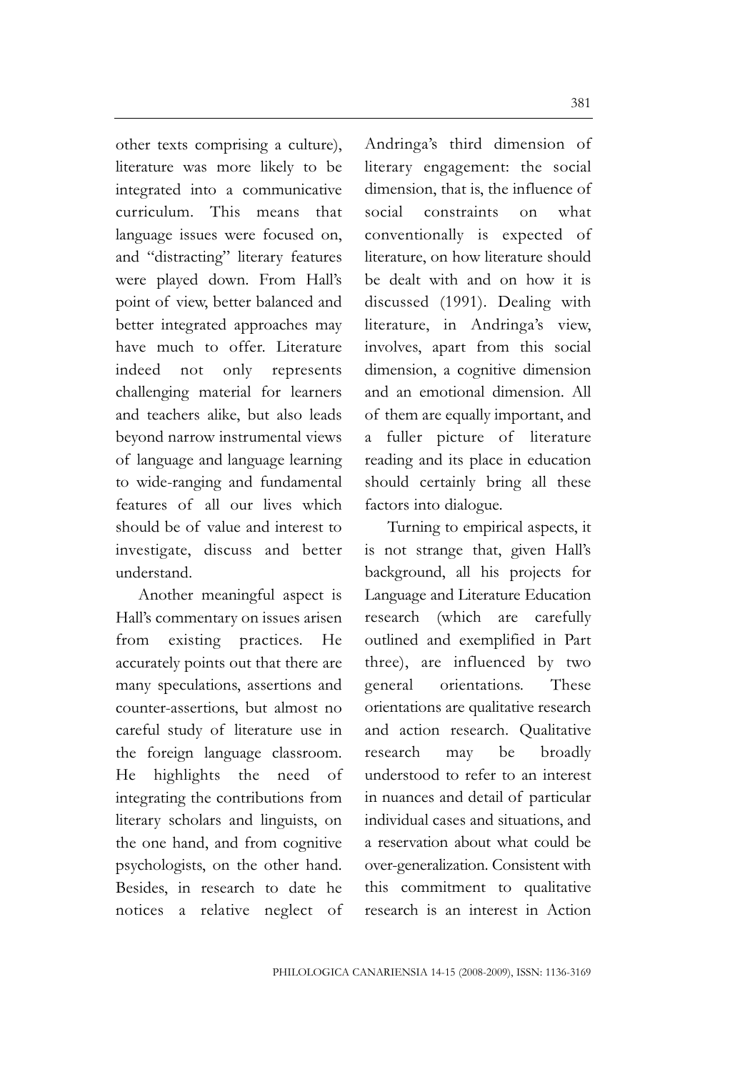other texts comprising a culture), literature was more likely to be integrated into a communicative curriculum. This means that language issues were focused on, and "distracting" literary features were played down. From Hall's point of view, better balanced and better integrated approaches may have much to offer. Literature indeed not only represents challenging material for learners and teachers alike, but also leads beyond narrow instrumental views of language and language learning to wide-ranging and fundamental features of all our lives which should be of value and interest to investigate, discuss and better understand.

Another meaningful aspect is Hall's commentary on issues arisen from existing practices. He accurately points out that there are many speculations, assertions and counter-assertions, but almost no careful study of literature use in the foreign language classroom. He highlights the need of integrating the contributions from literary scholars and linguists, on the one hand, and from cognitive psychologists, on the other hand. Besides, in research to date he notices a relative neglect of Andringa's third dimension of literary engagement: the social dimension, that is, the influence of social constraints on what conventionally is expected of literature, on how literature should be dealt with and on how it is discussed (1991). Dealing with literature, in Andringa's view, involves, apart from this social dimension, a cognitive dimension and an emotional dimension. All of them are equally important, and a fuller picture of literature reading and its place in education should certainly bring all these factors into dialogue.

Turning to empirical aspects, it is not strange that, given Hall's background, all his projects for Language and Literature Education research (which are carefully outlined and exemplified in Part three), are influenced by two general orientations. These orientations are qualitative research and action research. Qualitative research may be broadly understood to refer to an interest in nuances and detail of particular individual cases and situations, and a reservation about what could be over-generalization. Consistent with this commitment to qualitative research is an interest in Action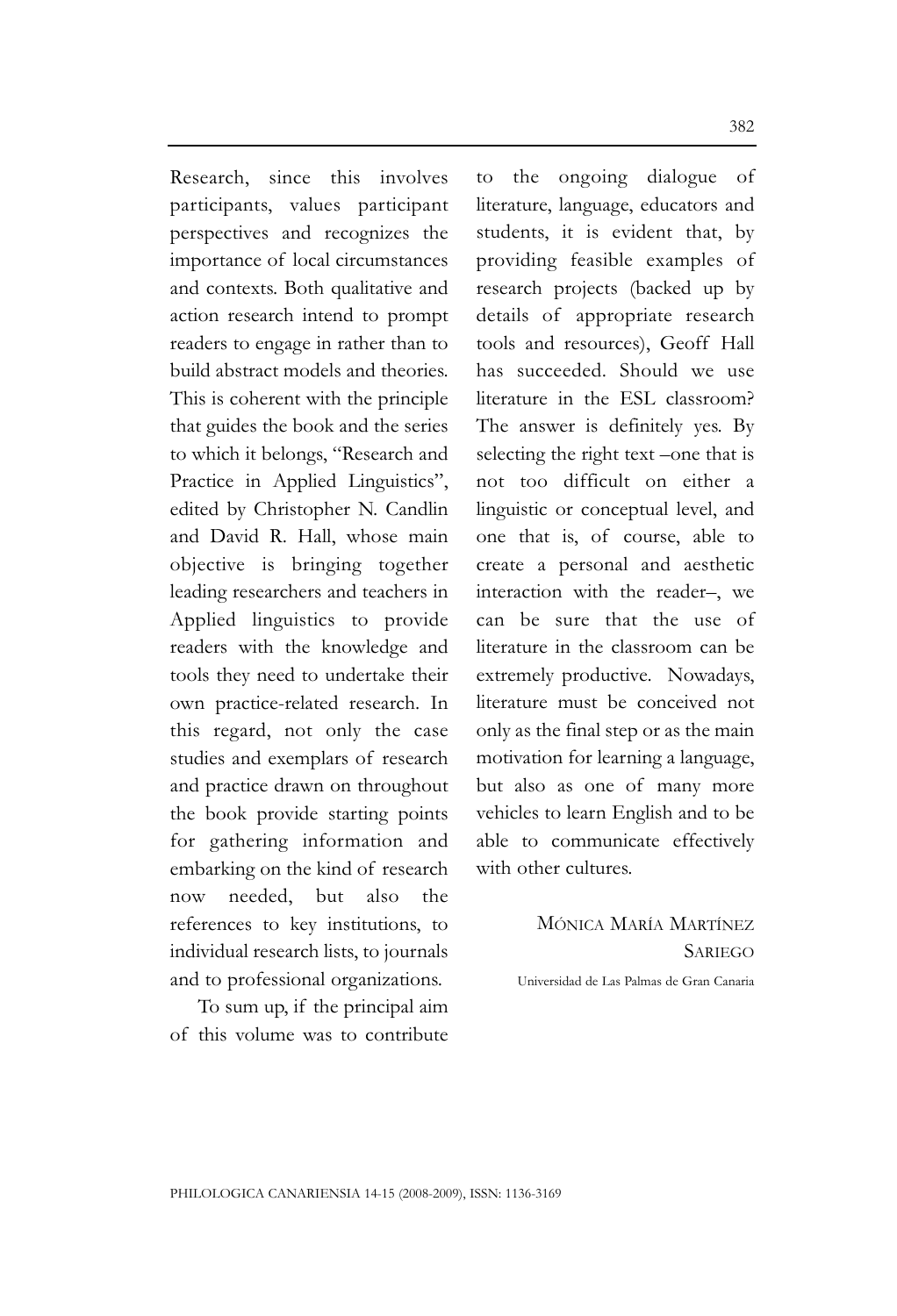Research, since this involves participants, values participant perspectives and recognizes the importance of local circumstances and contexts. Both qualitative and action research intend to prompt readers to engage in rather than to build abstract models and theories. This is coherent with the principle that guides the book and the series to which it belongs, "Research and Practice in Applied Linguistics", edited by Christopher N. Candlin and David R. Hall, whose main objective is bringing together leading researchers and teachers in Applied linguistics to provide readers with the knowledge and tools they need to undertake their own practice-related research. In this regard, not only the case studies and exemplars of research and practice drawn on throughout the book provide starting points for gathering information and embarking on the kind of research now needed, but also the references to key institutions, to individual research lists, to journals and to professional organizations.

To sum up, if the principal aim of this volume was to contribute to the ongoing dialogue of literature, language, educators and students, it is evident that, by providing feasible examples of research projects (backed up by details of appropriate research tools and resources), Geoff Hall has succeeded. Should we use literature in the ESL classroom? The answer is definitely yes. By selecting the right text –one that is not too difficult on either a linguistic or conceptual level, and one that is, of course, able to create a personal and aesthetic interaction with the reader–, we can be sure that the use of literature in the classroom can be extremely productive. Nowadays, literature must be conceived not only as the final step or as the main motivation for learning a language, but also as one of many more vehicles to learn English and to be able to communicate effectively with other cultures.

MÓNICA MARÍA MARTÍNEZ SARIEGO

Universidad de Las Palmas de Gran Canaria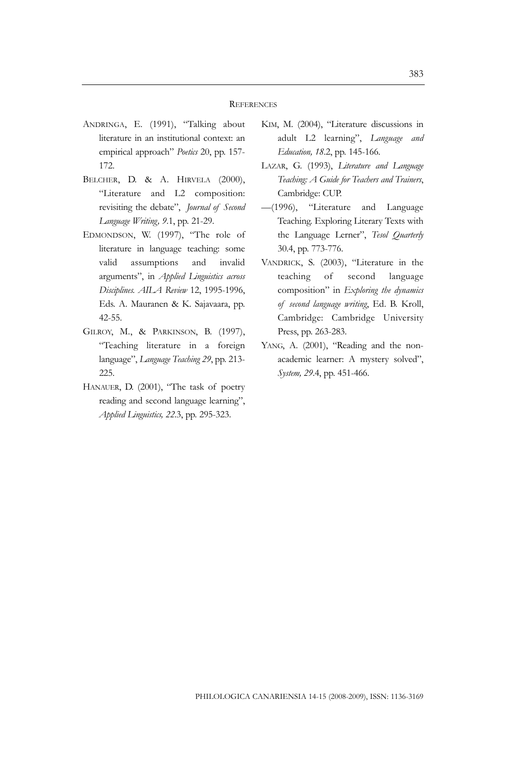## REFERENCES

ANDRINGA, E. (1991), "Talking about literature in an institutional context: an empirical approach" *Poetics* 20, pp. 157-172.

BELCHER, D. & A. HIRVELA (2000), "Literature and L2 composition: revisiting the debate", *Journal of Second Language Writing, 9*.1, pp. 21-29.

EDMONDSON, W. (1997), "The role of literature in language teaching: some valid assumptions and invalid arguments", in *Applied Linguistics across Disciplines. AILA Review* 12, 1995-1996, Eds. A. Mauranen & K. Sajavaara, pp. 42-55.

GILROY, M., & PARKINSON, B. (1997), "Teaching literature in a foreign language", *Language Teaching 29*, pp. 213-225.

HANAUER, D. (2001), "The task of poetry reading and second language learning", *Applied Linguistics, 22*.3, pp. 295-323.

KIM, M. (2004), "Literature discussions in adult L2 learning", *Language and Education, 18*.2, pp. 145-166.

LAZAR, G. (1993), *Literature and Language Teaching: A Guide for Teachers and Trainers*, Cambridge: CUP.

—(1996), "Literature and Language Teaching. Exploring Literary Texts with the Language Lerner", *Tesol Quarterly* 30.4, pp. 773-776.

VANDRICK, S. (2003), "Literature in the teaching of second language composition" in *Exploring the dynamics of second language writing*, Ed. B. Kroll, Cambridge: Cambridge University Press, pp. 263-283.

YANG, A. (2001), "Reading and the non-academic learner: A mystery solved", *System, 29*.4, pp. 451-466.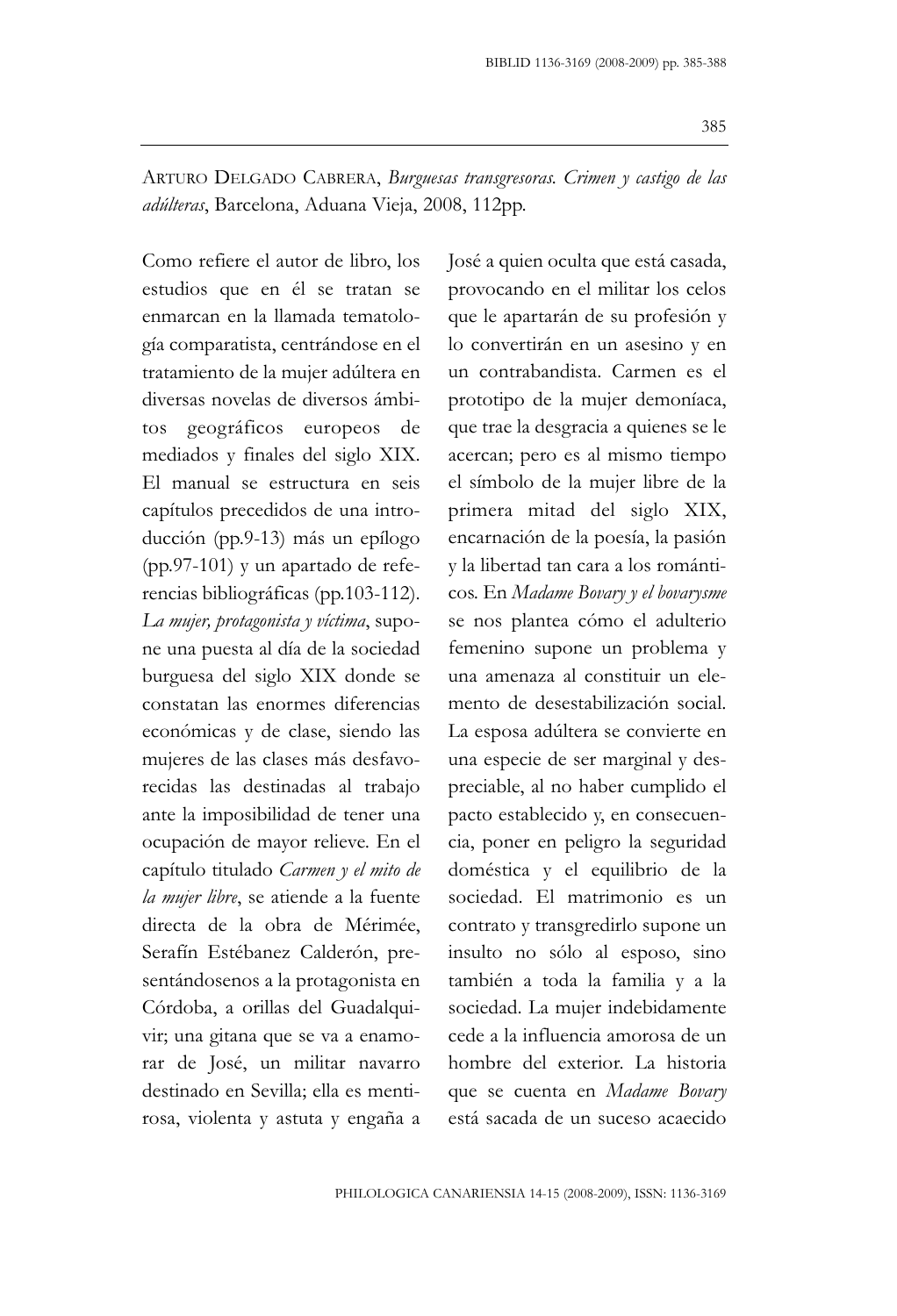ARTURO DELGADO CABRERA, *Burguesas transgresoras. Crimen y castigo de las adúlteras*, Barcelona, Aduana Vieja, 2008, 112pp.

Como refiere el autor de libro, los estudios que en él se tratan se enmarcan en la llamada tematología comparatista, centrándose en el tratamiento de la mujer adúltera en diversas novelas de diversos ámbitos geográficos europeos de mediados y finales del siglo XIX. El manual se estructura en seis capítulos precedidos de una introducción (pp.9-13) más un epílogo (pp.97-101) y un apartado de referencias bibliográficas (pp.103-112). *La mujer, protagonista y víctima*, supone una puesta al día de la sociedad burguesa del siglo XIX donde se constatan las enormes diferencias económicas y de clase, siendo las mujeres de las clases más desfavorecidas las destinadas al trabajo ante la imposibilidad de tener una ocupación de mayor relieve. En el capítulo titulado *Carmen y el mito de la mujer libre*, se atiende a la fuente directa de la obra de Mérimée, Serafín Estébanez Calderón, presentándosenos a la protagonista en Córdoba, a orillas del Guadalquivir; una gitana que se va a enamorar de José, un militar navarro destinado en Sevilla; ella es mentirosa, violenta y astuta y engaña a José a quien oculta que está casada, provocando en el militar los celos que le apartarán de su profesión y lo convertirán en un asesino y en un contrabandista. Carmen es el prototipo de la mujer demoníaca, que trae la desgracia a quienes se le acercan; pero es al mismo tiempo el símbolo de la mujer libre de la primera mitad del siglo XIX, encarnación de la poesía, la pasión y la libertad tan cara a los románticos. En *Madame Bovary y el bovarysme* se nos plantea cómo el adulterio femenino supone un problema y una amenaza al constituir un elemento de desestabilización social. La esposa adúltera se convierte en una especie de ser marginal y despreciable, al no haber cumplido el pacto establecido y, en consecuencia, poner en peligro la seguridad doméstica y el equilibrio de la sociedad. El matrimonio es un contrato y transgredirlo supone un insulto no sólo al esposo, sino también a toda la familia y a la sociedad. La mujer indebidamente cede a la influencia amorosa de un hombre del exterior. La historia que se cuenta en *Madame Bovary* está sacada de un suceso acaecido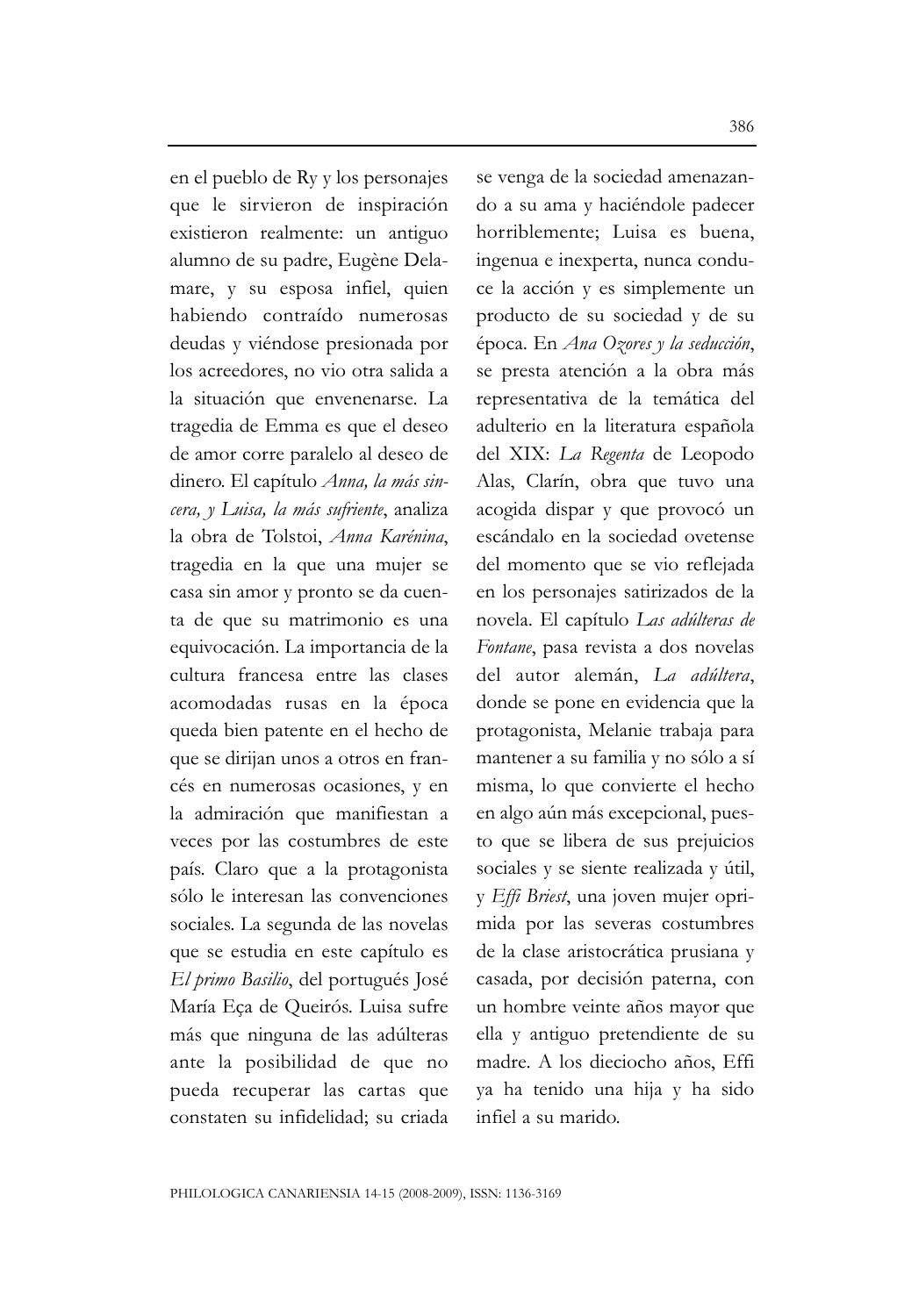en el pueblo de Ry y los personajes que le sirvieron de inspiración existieron realmente: un antiguo alumno de su padre, Eugène Delamare, y su esposa infiel, quien habiendo contraído numerosas deudas y viéndose presionada por los acreedores, no vio otra salida a la situación que envenenarse. La tragedia de Emma es que el deseo de amor corre paralelo al deseo de dinero. El capítulo *Anna, la más sincera, y Luisa, la más sufriente*, analiza la obra de Tolstoi, *Anna Karénina*, tragedia en la que una mujer se casa sin amor y pronto se da cuenta de que su matrimonio es una equivocación. La importancia de la cultura francesa entre las clases acomodadas rusas en la época queda bien patente en el hecho de que se dirijan unos a otros en francés en numerosas ocasiones, y en la admiración que manifiestan a veces por las costumbres de este país. Claro que a la protagonista sólo le interesan las convenciones sociales. La segunda de las novelas que se estudia en este capítulo es *El primo Basilio*, del portugués José María Eça de Queirós. Luisa sufre más que ninguna de las adúlteras ante la posibilidad de que no pueda recuperar las cartas que constaten su infidelidad; su criada se venga de la sociedad amenazando a su ama y haciéndole padecer horriblemente; Luisa es buena, ingenua e inexperta, nunca conduce la acción y es simplemente un producto de su sociedad y de su época. En *Ana Ozores y la seducción*, se presta atención a la obra más representativa de la temática del adulterio en la literatura española del XIX: *La Regenta* de Leopodo Alas, Clarín, obra que tuvo una acogida dispar y que provocó un escándalo en la sociedad ovetense del momento que se vio reflejada en los personajes satirizados de la novela. El capítulo *Las adúlteras de Fontane*, pasa revista a dos novelas del autor alemán, *La adúltera*, donde se pone en evidencia que la protagonista, Melanie trabaja para mantener a su familia y no sólo a sí misma, lo que convierte el hecho en algo aún más excepcional, puesto que se libera de sus prejuicios sociales y se siente realizada y útil, y *Effi Briest*, una joven mujer oprimida por las severas costumbres de la clase aristocrática prusiana y casada, por decisión paterna, con un hombre veinte años mayor que ella y antiguo pretendiente de su madre. A los dieciocho años, Effi ya ha tenido una hija y ha sido infiel a su marido.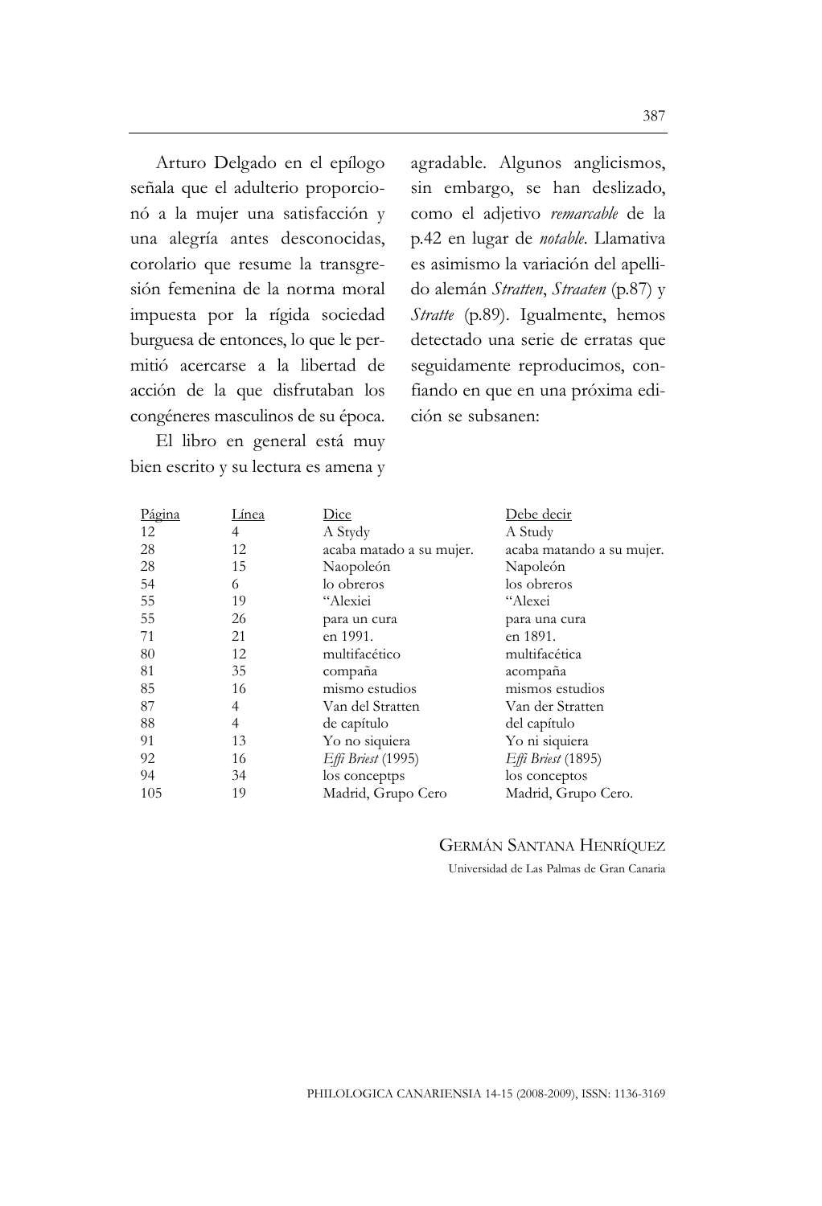Arturo Delgado en el epílogo señala que el adulterio proporcionó a la mujer una satisfacción y una alegría antes desconocidas, corolario que resume la transgresión femenina de la norma moral impuesta por la rígida sociedad burguesa de entonces, lo que le permitió acercarse a la libertad de acción de la que disfrutaban los congéneres masculinos de su época.

El libro en general está muy bien escrito y su lectura es amena y agradable. Algunos anglicismos, sin embargo, se han deslizado, como el adjetivo *remarcable* de la p.42 en lugar de *notable*. Llamativa es asimismo la variación del apellido alemán *Stratten*, *Straaten* (p.87) y *Stratte* (p.89). Igualmente, hemos detectado una serie de erratas que seguidamente reproducimos, confiando en que en una próxima edición se subsanen:

| Página | Línea | Dice | Debe decir |
|---|---|---|---|
| 12 | 4 | A Stydy | A Study |
| 28 | 12 | acaba matado a su mujer. | acaba matando a su mujer. |
| 28 | 15 | Naopoleón | Napoleón |
| 54 | 6 | lo obreros | los obreros |
| 55 | 19 | "Alexiei | "Alexei |
| 55 | 26 | para un cura | para una cura |
| 71 | 21 | en 1991. | en 1891. |
| 80 | 12 | multifacético | multifacética |
| 81 | 35 | compaña | acompaña |
| 85 | 16 | mismo estudios | mismos estudios |
| 87 | 4 | Van del Stratten | Van der Stratten |
| 88 | 4 | de capítulo | del capítulo |
| 91 | 13 | Yo no siquiera | Yo ni siquiera |
| 92 | 16 | *Effi Briest* (1995) | *Effi Briest* (1895) |
| 94 | 34 | los conceptps | los conceptos |
| 105 | 19 | Madrid, Grupo Cero | Madrid, Grupo Cero. |

GERMÁN SANTANA HENRÍQUEZ
Universidad de Las Palmas de Gran Canaria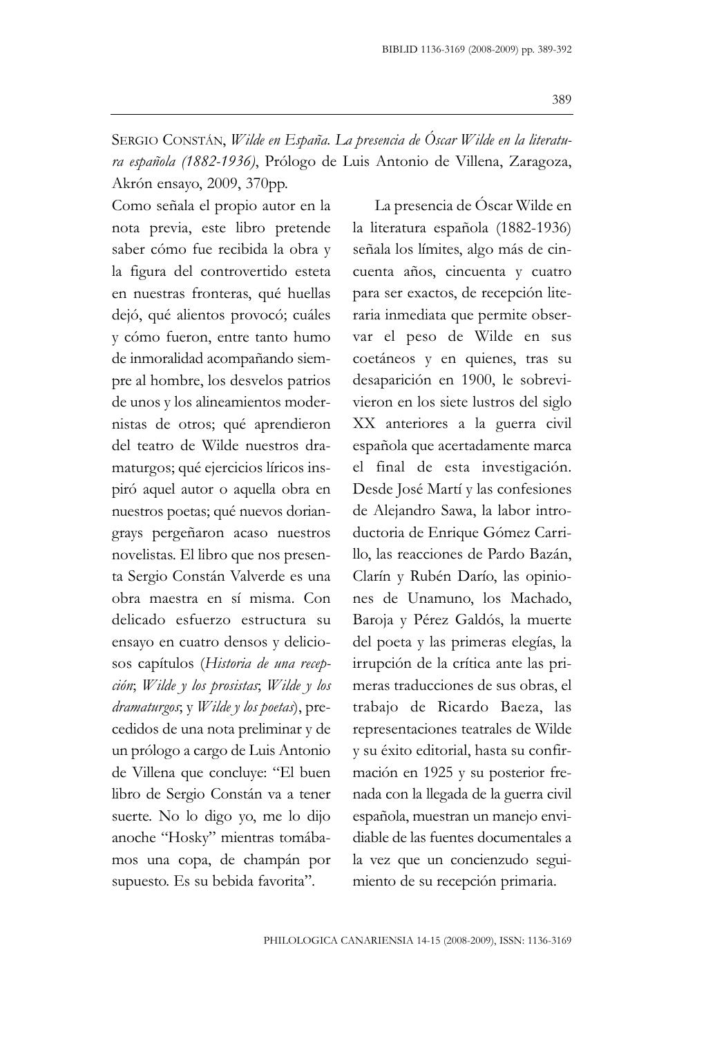SERGIO CONSTÁN, *Wilde en España. La presencia de Óscar Wilde en la literatura española (1882-1936)*, Prólogo de Luis Antonio de Villena, Zaragoza, Akrón ensayo, 2009, 370pp.

Como señala el propio autor en la nota previa, este libro pretende saber cómo fue recibida la obra y la figura del controvertido esteta en nuestras fronteras, qué huellas dejó, qué alientos provocó; cuáles y cómo fueron, entre tanto humo de inmoralidad acompañando siempre al hombre, los desvelos patrios de unos y los alineamientos modernistas de otros; qué aprendieron del teatro de Wilde nuestros dramaturgos; qué ejercicios líricos inspiró aquel autor o aquella obra en nuestros poetas; qué nuevos doriangrays pergeñaron acaso nuestros novelistas. El libro que nos presenta Sergio Constán Valverde es una obra maestra en sí misma. Con delicado esfuerzo estructura su ensayo en cuatro densos y deliciosos capítulos (*Historia de una recepción*; *Wilde y los prosistas*; *Wilde y los dramaturgos*; y *Wilde y los poetas*), precedidos de una nota preliminar y de un prólogo a cargo de Luis Antonio de Villena que concluye: "El buen libro de Sergio Constán va a tener suerte. No lo digo yo, me lo dijo anoche "Hosky" mientras tomábamos una copa, de champán por supuesto. Es su bebida favorita".

La presencia de Óscar Wilde en la literatura española (1882-1936) señala los límites, algo más de cincuenta años, cincuenta y cuatro para ser exactos, de recepción literaria inmediata que permite observar el peso de Wilde en sus coetáneos y en quienes, tras su desaparición en 1900, le sobrevivieron en los siete lustros del siglo XX anteriores a la guerra civil española que acertadamente marca el final de esta investigación. Desde José Martí y las confesiones de Alejandro Sawa, la labor introductoria de Enrique Gómez Carrillo, las reacciones de Pardo Bazán, Clarín y Rubén Darío, las opiniones de Unamuno, los Machado, Baroja y Pérez Galdós, la muerte del poeta y las primeras elegías, la irrupción de la crítica ante las primeras traducciones de sus obras, el trabajo de Ricardo Baeza, las representaciones teatrales de Wilde y su éxito editorial, hasta su confirmación en 1925 y su posterior frenada con la llegada de la guerra civil española, muestran un manejo envidiable de las fuentes documentales a la vez que un concienzudo seguimiento de su recepción primaria.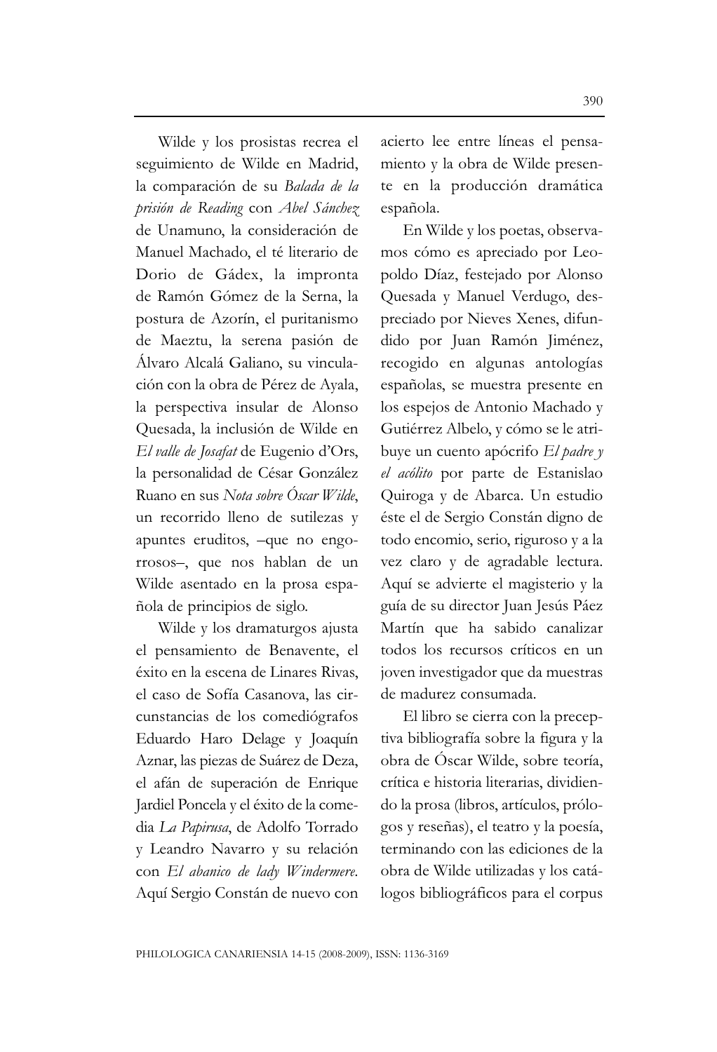*Wilde y los prosistas* recrea el seguimiento de Wilde en Madrid, la comparación de su *Balada de la prisión de Reading* con *Abel Sánchez* de Unamuno, la consideración de Manuel Machado, el té literario de Dorio de Gádex, la impronta de Ramón Gómez de la Serna, la postura de Azorín, el puritanismo de Maeztu, la serena pasión de Álvaro Alcalá Galiano, su vinculación con la obra de Pérez de Ayala, la perspectiva insular de Alonso Quesada, la inclusión de Wilde en *El valle de Josafat* de Eugenio d'Ors, la personalidad de César González Ruano en sus *Nota sobre Óscar Wilde*, un recorrido lleno de sutilezas y apuntes eruditos, –que no engorrosos–, que nos hablan de un Wilde asentado en la prosa española de principios de siglo.

*Wilde y los dramaturgos* ajusta el pensamiento de Benavente, el éxito en la escena de Linares Rivas, el caso de Sofía Casanova, las circunstancias de los comediógrafos Eduardo Haro Delage y Joaquín Aznar, las piezas de Suárez de Deza, el afán de superación de Enrique Jardiel Poncela y el éxito de la comedia *La Papirusa*, de Adolfo Torrado y Leandro Navarro y su relación con *El abanico de lady Windermere*. Aquí Sergio Constán de nuevo con acierto lee entre líneas el pensamiento y la obra de Wilde presente en la producción dramática española.

En *Wilde y los poetas*, observamos cómo es apreciado por Leopoldo Díaz, festejado por Alonso Quesada y Manuel Verdugo, despreciado por Nieves Xenes, difundido por Juan Ramón Jiménez, recogido en algunas antologías españolas, se muestra presente en los espejos de Antonio Machado y Gutiérrez Albelo, y cómo se le atribuye un cuento apócrifo *El padre y el acólito* por parte de Estanislao Quiroga y de Abarca. Un estudio éste el de Sergio Constán digno de todo encomio, serio, riguroso y a la vez claro y de agradable lectura. Aquí se advierte el magisterio y la guía de su director Juan Jesús Páez Martín que ha sabido canalizar todos los recursos críticos en un joven investigador que da muestras de madurez consumada.

El libro se cierra con la preceptiva bibliografía sobre la figura y la obra de Óscar Wilde, sobre teoría, crítica e historia literarias, dividiendo la prosa (libros, artículos, prólogos y reseñas), el teatro y la poesía, terminando con las ediciones de la obra de Wilde utilizadas y los catálogos bibliográficos para el corpus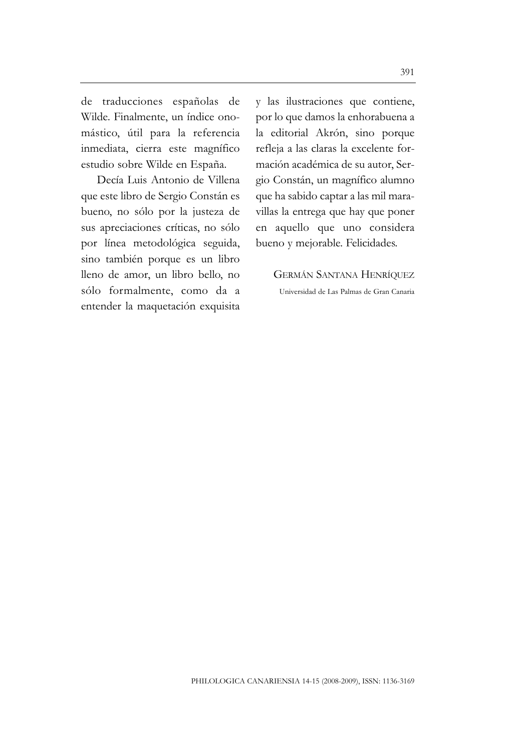de traducciones españolas de Wilde. Finalmente, un índice onomástico, útil para la referencia inmediata, cierra este magnífico estudio sobre Wilde en España.

Decía Luis Antonio de Villena que este libro de Sergio Constán es bueno, no sólo por la justeza de sus apreciaciones críticas, no sólo por línea metodológica seguida, sino también porque es un libro lleno de amor, un libro bello, no sólo formalmente, como da a entender la maquetación exquisita y las ilustraciones que contiene, por lo que damos la enhorabuena a la editorial Akrón, sino porque refleja a las claras la excelente formación académica de su autor, Sergio Constán, un magnífico alumno que ha sabido captar a las mil maravillas la entrega que hay que poner en aquello que uno considera bueno y mejorable. Felicidades.

GERMÁN SANTANA HENRÍQUEZ

Universidad de Las Palmas de Gran Canaria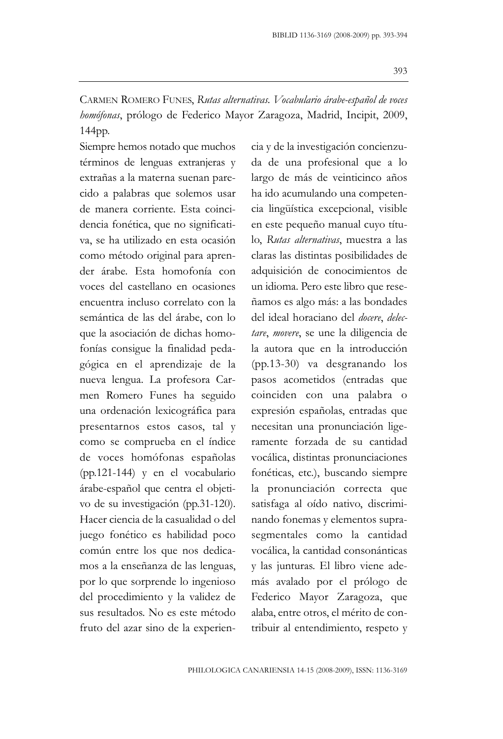CARMEN ROMERO FUNES, *Rutas alternativas. Vocabulario árabe-español de voces homófonas*, prólogo de Federico Mayor Zaragoza, Madrid, Incipit, 2009, 144pp.

Siempre hemos notado que muchos términos de lenguas extranjeras y extrañas a la materna suenan parecido a palabras que solemos usar de manera corriente. Esta coincidencia fonética, que no significativa, se ha utilizado en esta ocasión como método original para aprender árabe. Esta homofonía con voces del castellano en ocasiones encuentra incluso correlato con la semántica de las del árabe, con lo que la asociación de dichas homofonías consigue la finalidad pedagógica en el aprendizaje de la nueva lengua. La profesora Carmen Romero Funes ha seguido una ordenación lexicográfica para presentarnos estos casos, tal y como se comprueba en el índice de voces homófonas españolas (pp.121-144) y en el vocabulario árabe-español que centra el objetivo de su investigación (pp.31-120). Hacer ciencia de la casualidad o del juego fonético es habilidad poco común entre los que nos dedicamos a la enseñanza de las lenguas, por lo que sorprende lo ingenioso del procedimiento y la validez de sus resultados. No es este método fruto del azar sino de la experiencia y de la investigación concienzuda de una profesional que a lo largo de más de veinticinco años ha ido acumulando una competencia lingüística excepcional, visible en este pequeño manual cuyo título, *Rutas alternativas*, muestra a las claras las distintas posibilidades de adquisición de conocimientos de un idioma. Pero este libro que reseñamos es algo más: a las bondades del ideal horaciano del *docere*, *delectare*, *movere*, se une la diligencia de la autora que en la introducción (pp.13-30) va desgranando los pasos acometidos (entradas que coinciden con una palabra o expresión españolas, entradas que necesitan una pronunciación ligeramente forzada de su cantidad vocálica, distintas pronunciaciones fonéticas, etc.), buscando siempre la pronunciación correcta que satisfaga al oído nativo, discriminando fonemas y elementos suprasegmentales como la cantidad vocálica, la cantidad consonánticas y las junturas. El libro viene además avalado por el prólogo de Federico Mayor Zaragoza, que alaba, entre otros, el mérito de contribuir al entendimiento, respeto y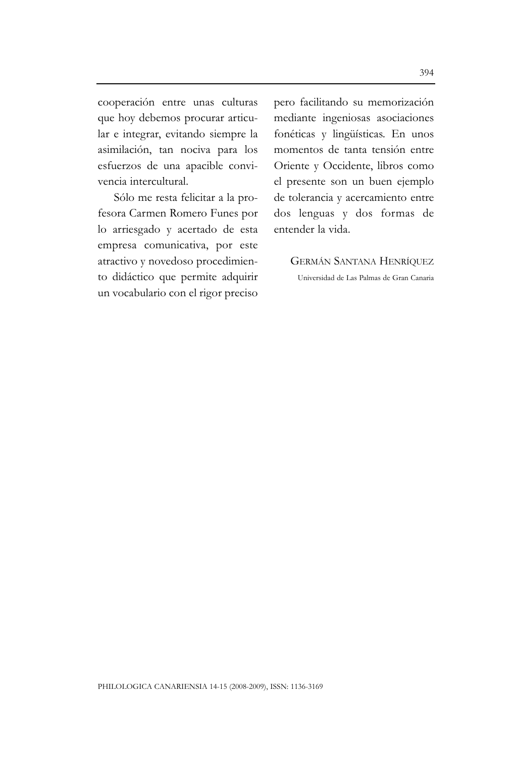cooperación entre unas culturas que hoy debemos procurar articular e integrar, evitando siempre la asimilación, tan nociva para los esfuerzos de una apacible convivencia intercultural.

Sólo me resta felicitar a la profesora Carmen Romero Funes por lo arriesgado y acertado de esta empresa comunicativa, por este atractivo y novedoso procedimiento didáctico que permite adquirir un vocabulario con el rigor preciso pero facilitando su memorización mediante ingeniosas asociaciones fonéticas y lingüísticas. En unos momentos de tanta tensión entre Oriente y Occidente, libros como el presente son un buen ejemplo de tolerancia y acercamiento entre dos lenguas y dos formas de entender la vida.

GERMÁN SANTANA HENRÍQUEZ
Universidad de Las Palmas de Gran Canaria